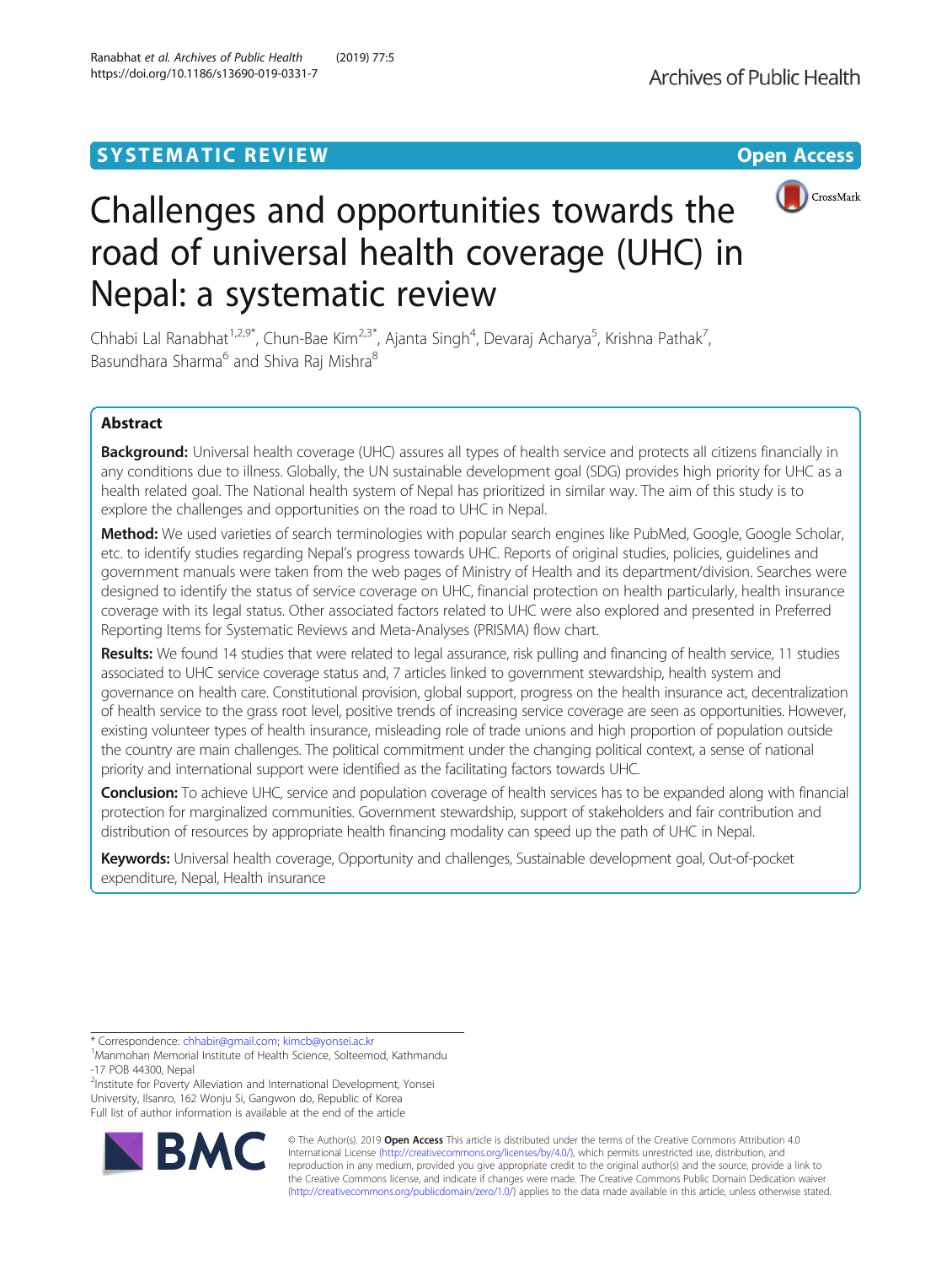SYSTEMATIC REVIEW

Open Access

# Challenges and opportunities towards the road of universal health coverage (UHC) in Nepal: a systematic review

Chhabi Lal Ranabhat[1,2,9*], Chun-Bae Kim[2,3*], Ajanta Singh[4], Devaraj Acharya[5], Krishna Pathak[7], Basundhara Sharma[6] and Shiva Raj Mishra[8]

## Abstract

**Background:** Universal health coverage (UHC) assures all types of health service and protects all citizens financially in any conditions due to illness. Globally, the UN sustainable development goal (SDG) provides high priority for UHC as a health related goal. The National health system of Nepal has prioritized in similar way. The aim of this study is to explore the challenges and opportunities on the road to UHC in Nepal.

**Method:** We used varieties of search terminologies with popular search engines like PubMed, Google, Google Scholar, etc. to identify studies regarding Nepal's progress towards UHC. Reports of original studies, policies, guidelines and government manuals were taken from the web pages of Ministry of Health and its department/division. Searches were designed to identify the status of service coverage on UHC, financial protection on health particularly, health insurance coverage with its legal status. Other associated factors related to UHC were also explored and presented in Preferred Reporting Items for Systematic Reviews and Meta-Analyses (PRISMA) flow chart.

**Results:** We found 14 studies that were related to legal assurance, risk pulling and financing of health service, 11 studies associated to UHC service coverage status and, 7 articles linked to government stewardship, health system and governance on health care. Constitutional provision, global support, progress on the health insurance act, decentralization of health service to the grass root level, positive trends of increasing service coverage are seen as opportunities. However, existing volunteer types of health insurance, misleading role of trade unions and high proportion of population outside the country are main challenges. The political commitment under the changing political context, a sense of national priority and international support were identified as the facilitating factors towards UHC.

**Conclusion:** To achieve UHC, service and population coverage of health services has to be expanded along with financial protection for marginalized communities. Government stewardship, support of stakeholders and fair contribution and distribution of resources by appropriate health financing modality can speed up the path of UHC in Nepal.

**Keywords:** Universal health coverage, Opportunity and challenges, Sustainable development goal, Out-of-pocket expenditure, Nepal, Health insurance

---

* Correspondence: chhabir@gmail.com; kimcb@yonsei.ac.kr

[1]Manmohan Memorial Institute of Health Science, Solteemod, Kathmandu -17 POB 44300, Nepal

[2]Institute for Poverty Alleviation and International Development, Yonsei University, Ilsanro, 162 Wonju Si, Gangwon do, Republic of Korea

Full list of author information is available at the end of the article

© The Author(s). 2019 **Open Access** This article is distributed under the terms of the Creative Commons Attribution 4.0 International License (http://creativecommons.org/licenses/by/4.0/), which permits unrestricted use, distribution, and reproduction in any medium, provided you give appropriate credit to the original author(s) and the source, provide a link to the Creative Commons license, and indicate if changes were made. The Creative Commons Public Domain Dedication waiver (http://creativecommons.org/publicdomain/zero/1.0/) applies to the data made available in this article, unless otherwise stated.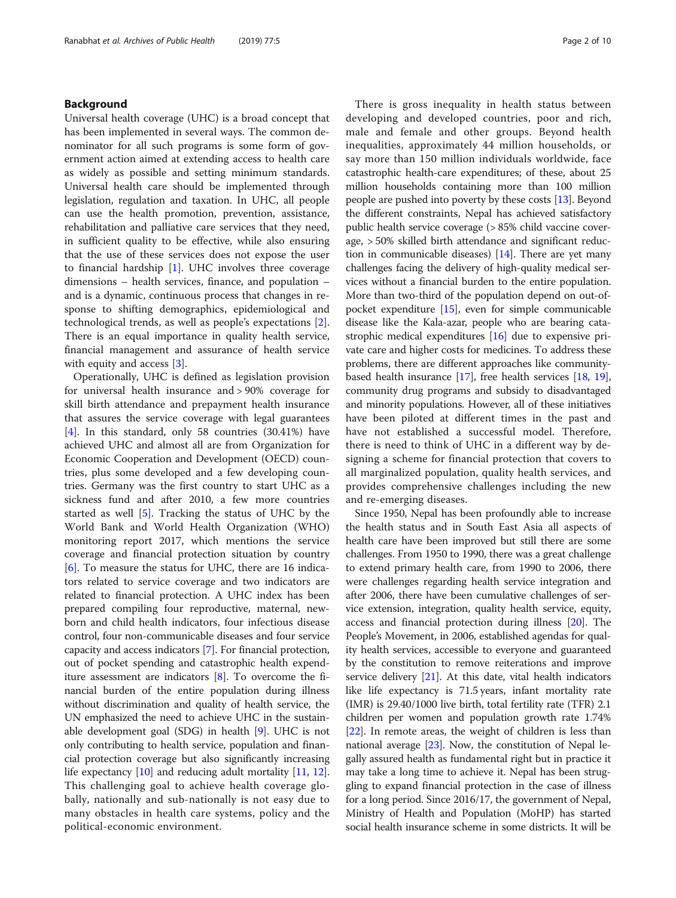## Background

Universal health coverage (UHC) is a broad concept that has been implemented in several ways. The common denominator for all such programs is some form of government action aimed at extending access to health care as widely as possible and setting minimum standards. Universal health care should be implemented through legislation, regulation and taxation. In UHC, all people can use the health promotion, prevention, assistance, rehabilitation and palliative care services that they need, in sufficient quality to be effective, while also ensuring that the use of these services does not expose the user to financial hardship [1]. UHC involves three coverage dimensions – health services, finance, and population – and is a dynamic, continuous process that changes in response to shifting demographics, epidemiological and technological trends, as well as people's expectations [2]. There is an equal importance in quality health service, financial management and assurance of health service with equity and access [3].

Operationally, UHC is defined as legislation provision for universal health insurance and > 90% coverage for skill birth attendance and prepayment health insurance that assures the service coverage with legal guarantees [4]. In this standard, only 58 countries (30.41%) have achieved UHC and almost all are from Organization for Economic Cooperation and Development (OECD) countries, plus some developed and a few developing countries. Germany was the first country to start UHC as a sickness fund and after 2010, a few more countries started as well [5]. Tracking the status of UHC by the World Bank and World Health Organization (WHO) monitoring report 2017, which mentions the service coverage and financial protection situation by country [6]. To measure the status for UHC, there are 16 indicators related to service coverage and two indicators are related to financial protection. A UHC index has been prepared compiling four reproductive, maternal, newborn and child health indicators, four infectious disease control, four non-communicable diseases and four service capacity and access indicators [7]. For financial protection, out of pocket spending and catastrophic health expenditure assessment are indicators [8]. To overcome the financial burden of the entire population during illness without discrimination and quality of health service, the UN emphasized the need to achieve UHC in the sustainable development goal (SDG) in health [9]. UHC is not only contributing to health service, population and financial protection coverage but also significantly increasing life expectancy [10] and reducing adult mortality [11, 12]. This challenging goal to achieve health coverage globally, nationally and sub-nationally is not easy due to many obstacles in health care systems, policy and the political-economic environment.

There is gross inequality in health status between developing and developed countries, poor and rich, male and female and other groups. Beyond health inequalities, approximately 44 million households, or say more than 150 million individuals worldwide, face catastrophic health-care expenditures; of these, about 25 million households containing more than 100 million people are pushed into poverty by these costs [13]. Beyond the different constraints, Nepal has achieved satisfactory public health service coverage (> 85% child vaccine coverage, > 50% skilled birth attendance and significant reduction in communicable diseases) [14]. There are yet many challenges facing the delivery of high-quality medical services without a financial burden to the entire population. More than two-third of the population depend on out-of-pocket expenditure [15], even for simple communicable disease like the Kala-azar, people who are bearing catastrophic medical expenditures [16] due to expensive private care and higher costs for medicines. To address these problems, there are different approaches like community-based health insurance [17], free health services [18, 19], community drug programs and subsidy to disadvantaged and minority populations. However, all of these initiatives have been piloted at different times in the past and have not established a successful model. Therefore, there is need to think of UHC in a different way by designing a scheme for financial protection that covers to all marginalized population, quality health services, and provides comprehensive challenges including the new and re-emerging diseases.

Since 1950, Nepal has been profoundly able to increase the health status and in South East Asia all aspects of health care have been improved but still there are some challenges. From 1950 to 1990, there was a great challenge to extend primary health care, from 1990 to 2006, there were challenges regarding health service integration and after 2006, there have been cumulative challenges of service extension, integration, quality health service, equity, access and financial protection during illness [20]. The People's Movement, in 2006, established agendas for quality health services, accessible to everyone and guaranteed by the constitution to remove reiterations and improve service delivery [21]. At this date, vital health indicators like life expectancy is 71.5 years, infant mortality rate (IMR) is 29.40/1000 live birth, total fertility rate (TFR) 2.1 children per women and population growth rate 1.74% [22]. In remote areas, the weight of children is less than national average [23]. Now, the constitution of Nepal legally assured health as fundamental right but in practice it may take a long time to achieve it. Nepal has been struggling to expand financial protection in the case of illness for a long period. Since 2016/17, the government of Nepal, Ministry of Health and Population (MoHP) has started social health insurance scheme in some districts. It will be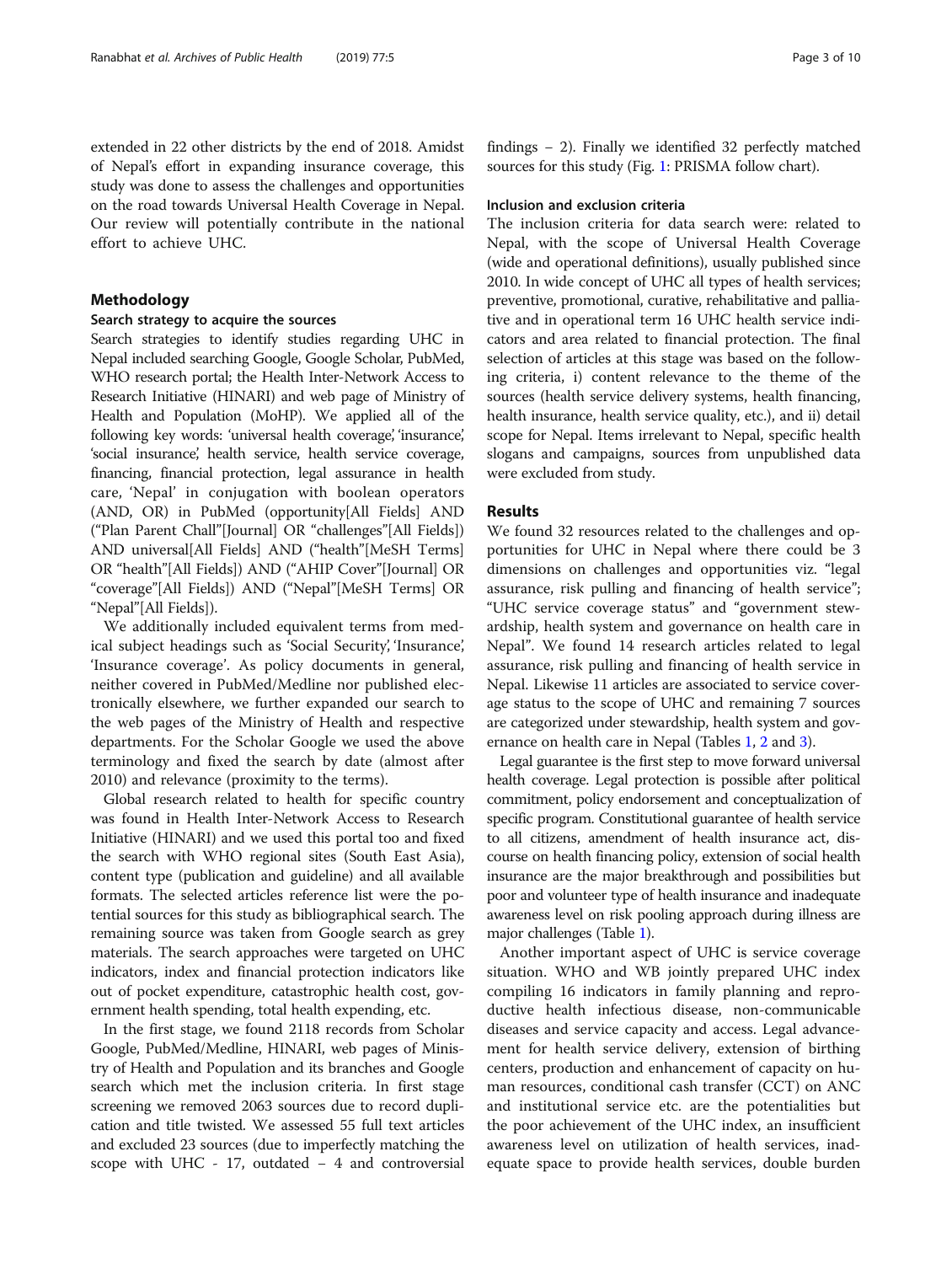extended in 22 other districts by the end of 2018. Amidst of Nepal's effort in expanding insurance coverage, this study was done to assess the challenges and opportunities on the road towards Universal Health Coverage in Nepal. Our review will potentially contribute in the national effort to achieve UHC.

## Methodology

### Search strategy to acquire the sources

Search strategies to identify studies regarding UHC in Nepal included searching Google, Google Scholar, PubMed, WHO research portal; the Health Inter-Network Access to Research Initiative (HINARI) and web page of Ministry of Health and Population (MoHP). We applied all of the following key words: 'universal health coverage', 'insurance', 'social insurance', health service, health service coverage, financing, financial protection, legal assurance in health care, 'Nepal' in conjugation with boolean operators (AND, OR) in PubMed (opportunity[All Fields] AND ("Plan Parent Chall"[Journal] OR "challenges"[All Fields]) AND universal[All Fields] AND ("health"[MeSH Terms] OR "health"[All Fields]) AND ("AHIP Cover"[Journal] OR "coverage"[All Fields]) AND ("Nepal"[MeSH Terms] OR "Nepal"[All Fields]).

We additionally included equivalent terms from medical subject headings such as 'Social Security', 'Insurance', 'Insurance coverage'. As policy documents in general, neither covered in PubMed/Medline nor published electronically elsewhere, we further expanded our search to the web pages of the Ministry of Health and respective departments. For the Scholar Google we used the above terminology and fixed the search by date (almost after 2010) and relevance (proximity to the terms).

Global research related to health for specific country was found in Health Inter-Network Access to Research Initiative (HINARI) and we used this portal too and fixed the search with WHO regional sites (South East Asia), content type (publication and guideline) and all available formats. The selected articles reference list were the potential sources for this study as bibliographical search. The remaining source was taken from Google search as grey materials. The search approaches were targeted on UHC indicators, index and financial protection indicators like out of pocket expenditure, catastrophic health cost, government health spending, total health expending, etc.

In the first stage, we found 2118 records from Scholar Google, PubMed/Medline, HINARI, web pages of Ministry of Health and Population and its branches and Google search which met the inclusion criteria. In first stage screening we removed 2063 sources due to record duplication and title twisted. We assessed 55 full text articles and excluded 23 sources (due to imperfectly matching the scope with UHC - 17, outdated – 4 and controversial findings – 2). Finally we identified 32 perfectly matched sources for this study (Fig. 1: PRISMA follow chart).

### Inclusion and exclusion criteria

The inclusion criteria for data search were: related to Nepal, with the scope of Universal Health Coverage (wide and operational definitions), usually published since 2010. In wide concept of UHC all types of health services; preventive, promotional, curative, rehabilitative and palliative and in operational term 16 UHC health service indicators and area related to financial protection. The final selection of articles at this stage was based on the following criteria, i) content relevance to the theme of the sources (health service delivery systems, health financing, health insurance, health service quality, etc.), and ii) detail scope for Nepal. Items irrelevant to Nepal, specific health slogans and campaigns, sources from unpublished data were excluded from study.

## Results

We found 32 resources related to the challenges and opportunities for UHC in Nepal where there could be 3 dimensions on challenges and opportunities viz. "legal assurance, risk pulling and financing of health service"; "UHC service coverage status" and "government stewardship, health system and governance on health care in Nepal". We found 14 research articles related to legal assurance, risk pulling and financing of health service in Nepal. Likewise 11 articles are associated to service coverage status to the scope of UHC and remaining 7 sources are categorized under stewardship, health system and governance on health care in Nepal (Tables 1, 2 and 3).

Legal guarantee is the first step to move forward universal health coverage. Legal protection is possible after political commitment, policy endorsement and conceptualization of specific program. Constitutional guarantee of health service to all citizens, amendment of health insurance act, discourse on health financing policy, extension of social health insurance are the major breakthrough and possibilities but poor and volunteer type of health insurance and inadequate awareness level on risk pooling approach during illness are major challenges (Table 1).

Another important aspect of UHC is service coverage situation. WHO and WB jointly prepared UHC index compiling 16 indicators in family planning and reproductive health infectious disease, non-communicable diseases and service capacity and access. Legal advancement for health service delivery, extension of birthing centers, production and enhancement of capacity on human resources, conditional cash transfer (CCT) on ANC and institutional service etc. are the potentialities but the poor achievement of the UHC index, an insufficient awareness level on utilization of health services, inadequate space to provide health services, double burden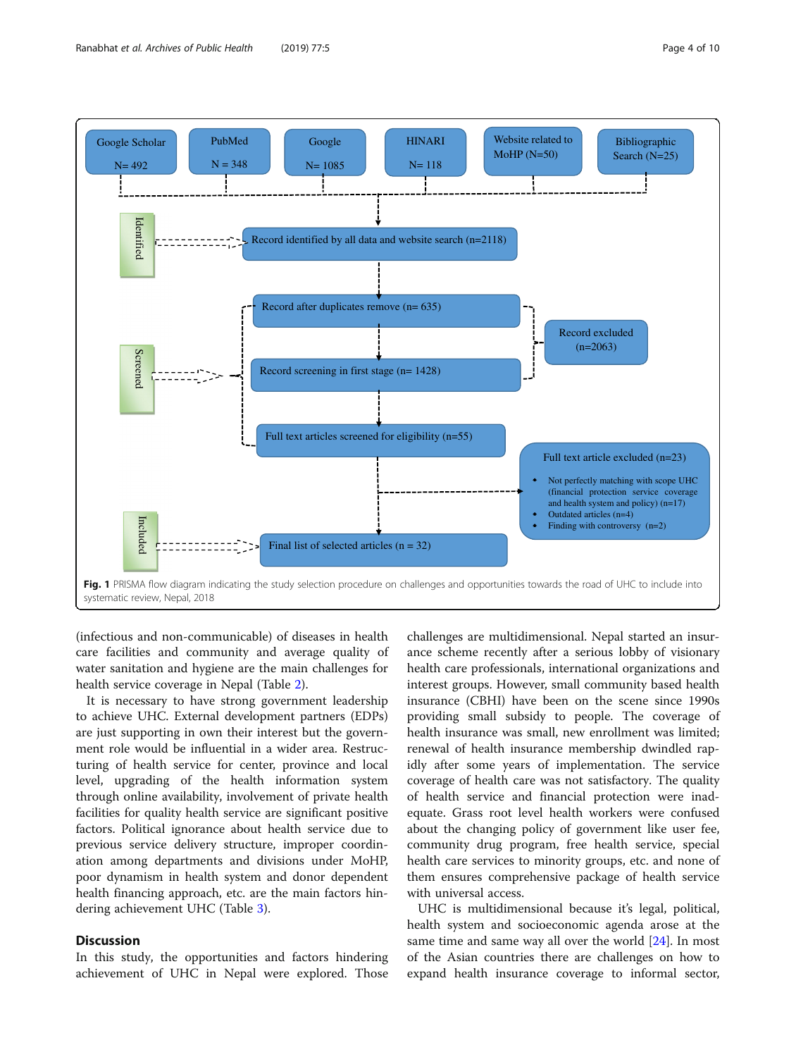Google Scholar N= 492

PubMed N = 348

Google N= 1085

HINARI N= 118

Website related to MoHP (N=50)

Bibliographic Search (N=25)

Identified

Record identified by all data and website search (n=2118)

Screened

Record after duplicates remove (n= 635)

Record screening in first stage (n= 1428)

Record excluded (n=2063)

Full text articles screened for eligibility (n=55)

Full text article excluded (n=23)

- Not perfectly matching with scope UHC (financial protection service coverage and health system and policy) (n=17)
- Outdated articles (n=4)
- Finding with controversy (n=2)

Included

Final list of selected articles (n = 32)

**Fig. 1** PRISMA flow diagram indicating the study selection procedure on challenges and opportunities towards the road of UHC to include into systematic review, Nepal, 2018

(infectious and non-communicable) of diseases in health care facilities and community and average quality of water sanitation and hygiene are the main challenges for health service coverage in Nepal (Table 2).

It is necessary to have strong government leadership to achieve UHC. External development partners (EDPs) are just supporting in own their interest but the government role would be influential in a wider area. Restructuring of health service for center, province and local level, upgrading of the health information system through online availability, involvement of private health facilities for quality health service are significant positive factors. Political ignorance about health service due to previous service delivery structure, improper coordination among departments and divisions under MoHP, poor dynamism in health system and donor dependent health financing approach, etc. are the main factors hindering achievement UHC (Table 3).

## Discussion

In this study, the opportunities and factors hindering achievement of UHC in Nepal were explored. Those challenges are multidimensional. Nepal started an insurance scheme recently after a serious lobby of visionary health care professionals, international organizations and interest groups. However, small community based health insurance (CBHI) have been on the scene since 1990s providing small subsidy to people. The coverage of health insurance was small, new enrollment was limited; renewal of health insurance membership dwindled rapidly after some years of implementation. The service coverage of health care was not satisfactory. The quality of health service and financial protection were inadequate. Grass root level health workers were confused about the changing policy of government like user fee, community drug program, free health service, special health care services to minority groups, etc. and none of them ensures comprehensive package of health service with universal access.

UHC is multidimensional because it's legal, political, health system and socioeconomic agenda arose at the same time and same way all over the world [24]. In most of the Asian countries there are challenges on how to expand health insurance coverage to informal sector,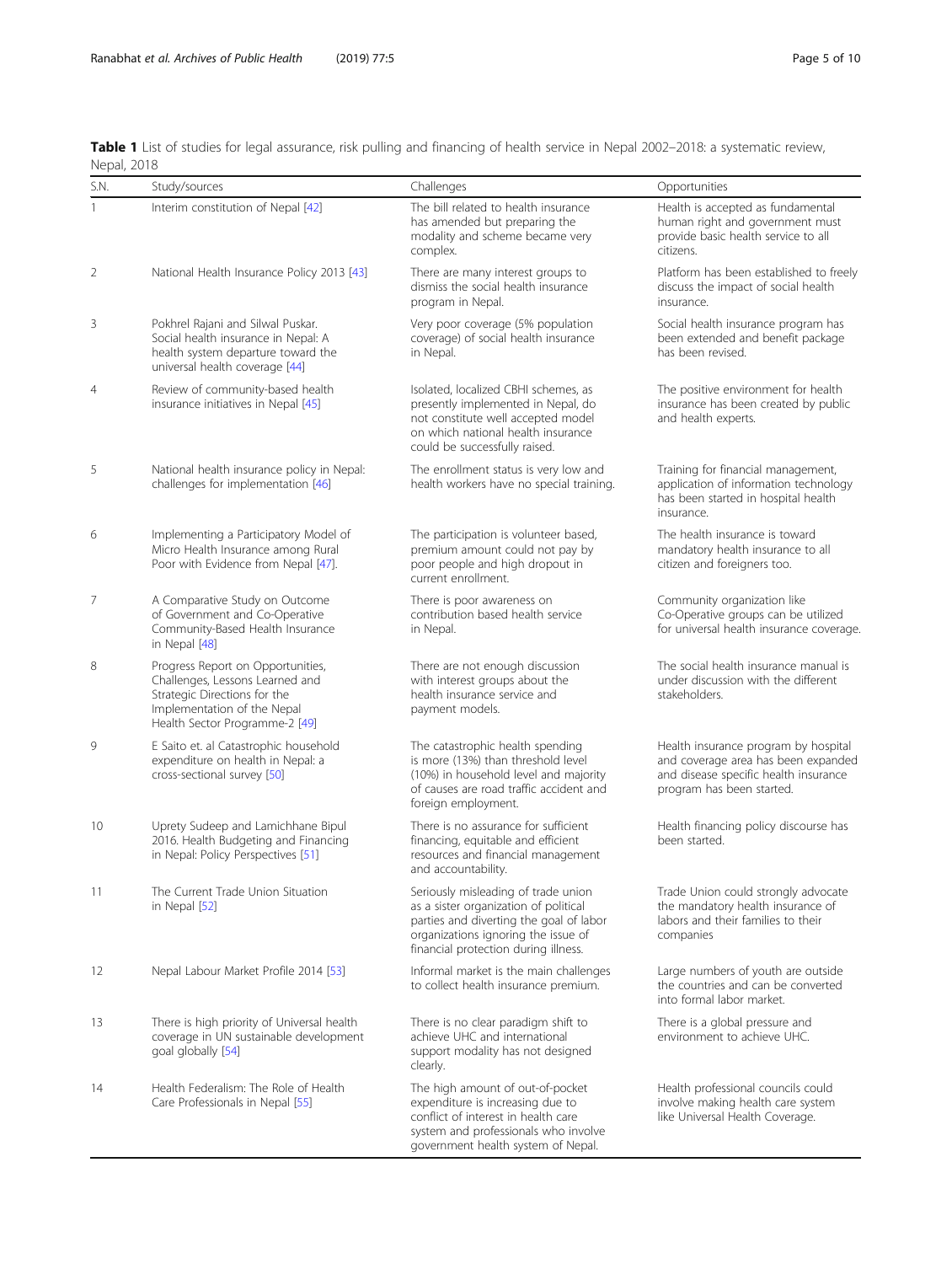**Table 1** List of studies for legal assurance, risk pulling and financing of health service in Nepal 2002–2018: a systematic review, Nepal, 2018

| S.N. | Study/sources | Challenges | Opportunities |
|---|---|---|---|
| 1 | Interim constitution of Nepal [42] | The bill related to health insurance has amended but preparing the modality and scheme became very complex. | Health is accepted as fundamental human right and government must provide basic health service to all citizens. |
| 2 | National Health Insurance Policy 2013 [43] | There are many interest groups to dismiss the social health insurance program in Nepal. | Platform has been established to freely discuss the impact of social health insurance. |
| 3 | Pokhrel Rajani and Silwal Puskar. Social health insurance in Nepal: A health system departure toward the universal health coverage [44] | Very poor coverage (5% population coverage) of social health insurance in Nepal. | Social health insurance program has been extended and benefit package has been revised. |
| 4 | Review of community-based health insurance initiatives in Nepal [45] | Isolated, localized CBHI schemes, as presently implemented in Nepal, do not constitute well accepted model on which national health insurance could be successfully raised. | The positive environment for health insurance has been created by public and health experts. |
| 5 | National health insurance policy in Nepal: challenges for implementation [46] | The enrollment status is very low and health workers have no special training. | Training for financial management, application of information technology has been started in hospital health insurance. |
| 6 | Implementing a Participatory Model of Micro Health Insurance among Rural Poor with Evidence from Nepal [47]. | The participation is volunteer based, premium amount could not pay by poor people and high dropout in current enrollment. | The health insurance is toward mandatory health insurance to all citizen and foreigners too. |
| 7 | A Comparative Study on Outcome of Government and Co-Operative Community-Based Health Insurance in Nepal [48] | There is poor awareness on contribution based health service in Nepal. | Community organization like Co-Operative groups can be utilized for universal health insurance coverage. |
| 8 | Progress Report on Opportunities, Challenges, Lessons Learned and Strategic Directions for the Implementation of the Nepal Health Sector Programme-2 [49] | There are not enough discussion with interest groups about the health insurance service and payment models. | The social health insurance manual is under discussion with the different stakeholders. |
| 9 | E Saito et. al Catastrophic household expenditure on health in Nepal: a cross-sectional survey [50] | The catastrophic health spending is more (13%) than threshold level (10%) in household level and majority of causes are road traffic accident and foreign employment. | Health insurance program by hospital and coverage area has been expanded and disease specific health insurance program has been started. |
| 10 | Uprety Sudeep and Lamichhane Bipul 2016. Health Budgeting and Financing in Nepal: Policy Perspectives [51] | There is no assurance for sufficient financing, equitable and efficient resources and financial management and accountability. | Health financing policy discourse has been started. |
| 11 | The Current Trade Union Situation in Nepal [52] | Seriously misleading of trade union as a sister organization of political parties and diverting the goal of labor organizations ignoring the issue of financial protection during illness. | Trade Union could strongly advocate the mandatory health insurance of labors and their families to their companies |
| 12 | Nepal Labour Market Profile 2014 [53] | Informal market is the main challenges to collect health insurance premium. | Large numbers of youth are outside the countries and can be converted into formal labor market. |
| 13 | There is high priority of Universal health coverage in UN sustainable development goal globally [54] | There is no clear paradigm shift to achieve UHC and international support modality has not designed clearly. | There is a global pressure and environment to achieve UHC. |
| 14 | Health Federalism: The Role of Health Care Professionals in Nepal [55] | The high amount of out-of-pocket expenditure is increasing due to conflict of interest in health care system and professionals who involve government health system of Nepal. | Health professional councils could involve making health care system like Universal Health Coverage. |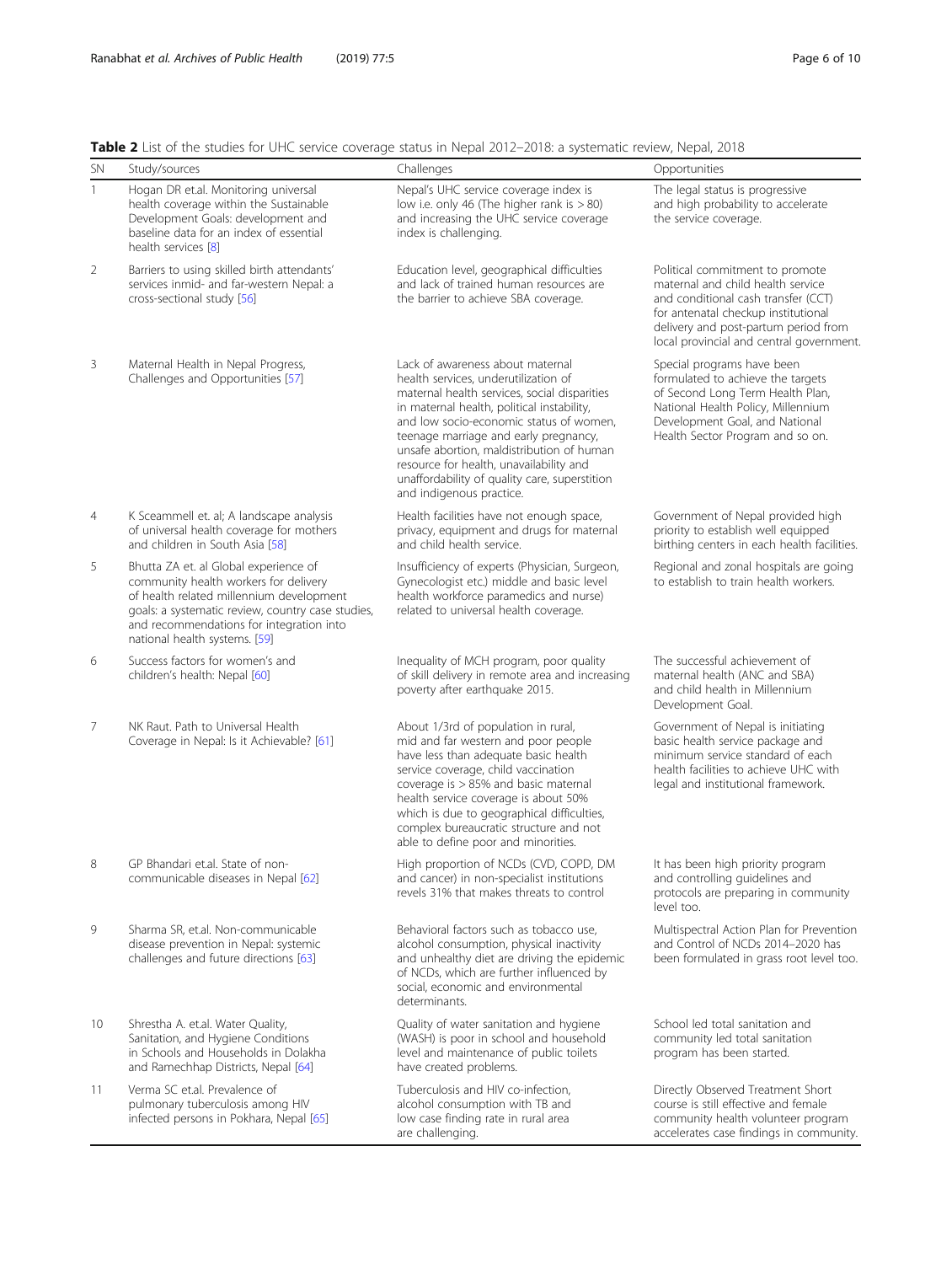**Table 2** List of the studies for UHC service coverage status in Nepal 2012–2018: a systematic review, Nepal, 2018

| SN | Study/sources | Challenges | Opportunities |
|---|---|---|---|
| 1 | Hogan DR et.al. Monitoring universal health coverage within the Sustainable Development Goals: development and baseline data for an index of essential health services [8] | Nepal's UHC service coverage index is low i.e. only 46 (The higher rank is > 80) and increasing the UHC service coverage index is challenging. | The legal status is progressive and high probability to accelerate the service coverage. |
| 2 | Barriers to using skilled birth attendants' services inmid- and far-western Nepal: a cross-sectional study [56] | Education level, geographical difficulties and lack of trained human resources are the barrier to achieve SBA coverage. | Political commitment to promote maternal and child health service and conditional cash transfer (CCT) for antenatal checkup institutional delivery and post-partum period from local provincial and central government. |
| 3 | Maternal Health in Nepal Progress, Challenges and Opportunities [57] | Lack of awareness about maternal health services, underutilization of maternal health services, social disparities in maternal health, political instability, and low socio-economic status of women, teenage marriage and early pregnancy, unsafe abortion, maldistribution of human resource for health, unavailability and unaffordability of quality care, superstition and indigenous practice. | Special programs have been formulated to achieve the targets of Second Long Term Health Plan, National Health Policy, Millennium Development Goal, and National Health Sector Program and so on. |
| 4 | K Sceammell et. al; A landscape analysis of universal health coverage for mothers and children in South Asia [58] | Health facilities have not enough space, privacy, equipment and drugs for maternal and child health service. | Government of Nepal provided high priority to establish well equipped birthing centers in each health facilities. |
| 5 | Bhutta ZA et. al Global experience of community health workers for delivery of health related millennium development goals: a systematic review, country case studies, and recommendations for integration into national health systems. [59] | Insufficiency of experts (Physician, Surgeon, Gynecologist etc.) middle and basic level health workforce paramedics and nurse) related to universal health coverage. | Regional and zonal hospitals are going to establish to train health workers. |
| 6 | Success factors for women's and children's health: Nepal [60] | Inequality of MCH program, poor quality of skill delivery in remote area and increasing poverty after earthquake 2015. | The successful achievement of maternal health (ANC and SBA) and child health in Millennium Development Goal. |
| 7 | NK Raut. Path to Universal Health Coverage in Nepal: Is it Achievable? [61] | About 1/3rd of population in rural, mid and far western and poor people have less than adequate basic health service coverage, child vaccination coverage is > 85% and basic maternal health service coverage is about 50% which is due to geographical difficulties, complex bureaucratic structure and not able to define poor and minorities. | Government of Nepal is initiating basic health service package and minimum service standard of each health facilities to achieve UHC with legal and institutional framework. |
| 8 | GP Bhandari et.al. State of non-communicable diseases in Nepal [62] | High proportion of NCDs (CVD, COPD, DM and cancer) in non-specialist institutions revels 31% that makes threats to control | It has been high priority program and controlling guidelines and protocols are preparing in community level too. |
| 9 | Sharma SR, et.al. Non-communicable disease prevention in Nepal: systemic challenges and future directions [63] | Behavioral factors such as tobacco use, alcohol consumption, physical inactivity and unhealthy diet are driving the epidemic of NCDs, which are further influenced by social, economic and environmental determinants. | Multispectral Action Plan for Prevention and Control of NCDs 2014–2020 has been formulated in grass root level too. |
| 10 | Shrestha A. et.al. Water Quality, Sanitation, and Hygiene Conditions in Schools and Households in Dolakha and Ramechhap Districts, Nepal [64] | Quality of water sanitation and hygiene (WASH) is poor in school and household level and maintenance of public toilets have created problems. | School led total sanitation and community led total sanitation program has been started. |
| 11 | Verma SC et.al. Prevalence of pulmonary tuberculosis among HIV infected persons in Pokhara, Nepal [65] | Tuberculosis and HIV co-infection, alcohol consumption with TB and low case finding rate in rural area are challenging. | Directly Observed Treatment Short course is still effective and female community health volunteer program accelerates case findings in community. |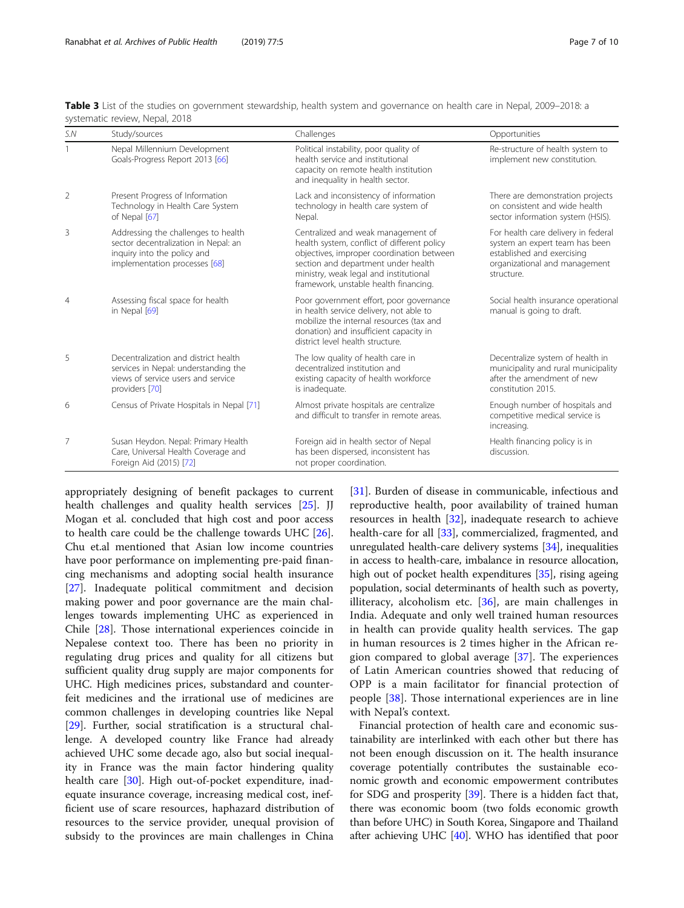**Table 3** List of the studies on government stewardship, health system and governance on health care in Nepal, 2009–2018: a systematic review, Nepal, 2018

| S.N | Study/sources | Challenges | Opportunities |
|---|---|---|---|
| 1 | Nepal Millennium Development Goals-Progress Report 2013 [66] | Political instability, poor quality of health service and institutional capacity on remote health institution and inequality in health sector. | Re-structure of health system to implement new constitution. |
| 2 | Present Progress of Information Technology in Health Care System of Nepal [67] | Lack and inconsistency of information technology in health care system of Nepal. | There are demonstration projects on consistent and wide health sector information system (HSIS). |
| 3 | Addressing the challenges to health sector decentralization in Nepal: an inquiry into the policy and implementation processes [68] | Centralized and weak management of health system, conflict of different policy objectives, improper coordination between section and department under health ministry, weak legal and institutional framework, unstable health financing. | For health care delivery in federal system an expert team has been established and exercising organizational and management structure. |
| 4 | Assessing fiscal space for health in Nepal [69] | Poor government effort, poor governance in health service delivery, not able to mobilize the internal resources (tax and donation) and insufficient capacity in district level health structure. | Social health insurance operational manual is going to draft. |
| 5 | Decentralization and district health services in Nepal: understanding the views of service users and service providers [70] | The low quality of health care in decentralized institution and existing capacity of health workforce is inadequate. | Decentralize system of health in municipality and rural municipality after the amendment of new constitution 2015. |
| 6 | Census of Private Hospitals in Nepal [71] | Almost private hospitals are centralize and difficult to transfer in remote areas. | Enough number of hospitals and competitive medical service is increasing. |
| 7 | Susan Heydon. Nepal: Primary Health Care, Universal Health Coverage and Foreign Aid (2015) [72] | Foreign aid in health sector of Nepal has been dispersed, inconsistent has not proper coordination. | Health financing policy is in discussion. |

appropriately designing of benefit packages to current health challenges and quality health services [25]. JJ Mogan et al. concluded that high cost and poor access to health care could be the challenge towards UHC [26]. Chu et.al mentioned that Asian low income countries have poor performance on implementing pre-paid financing mechanisms and adopting social health insurance [27]. Inadequate political commitment and decision making power and poor governance are the main challenges towards implementing UHC as experienced in Chile [28]. Those international experiences coincide in Nepalese context too. There has been no priority in regulating drug prices and quality for all citizens but sufficient quality drug supply are major components for UHC. High medicines prices, substandard and counterfeit medicines and the irrational use of medicines are common challenges in developing countries like Nepal [29]. Further, social stratification is a structural challenge. A developed country like France had already achieved UHC some decade ago, also but social inequality in France was the main factor hindering quality health care [30]. High out-of-pocket expenditure, inadequate insurance coverage, increasing medical cost, inefficient use of scare resources, haphazard distribution of resources to the service provider, unequal provision of subsidy to the provinces are main challenges in China [31]. Burden of disease in communicable, infectious and reproductive health, poor availability of trained human resources in health [32], inadequate research to achieve health-care for all [33], commercialized, fragmented, and unregulated health-care delivery systems [34], inequalities in access to health-care, imbalance in resource allocation, high out of pocket health expenditures [35], rising ageing population, social determinants of health such as poverty, illiteracy, alcoholism etc. [36], are main challenges in India. Adequate and only well trained human resources in health can provide quality health services. The gap in human resources is 2 times higher in the African region compared to global average [37]. The experiences of Latin American countries showed that reducing of OPP is a main facilitator for financial protection of people [38]. Those international experiences are in line with Nepal's context.

Financial protection of health care and economic sustainability are interlinked with each other but there has not been enough discussion on it. The health insurance coverage potentially contributes the sustainable economic growth and economic empowerment contributes for SDG and prosperity [39]. There is a hidden fact that, there was economic boom (two folds economic growth than before UHC) in South Korea, Singapore and Thailand after achieving UHC [40]. WHO has identified that poor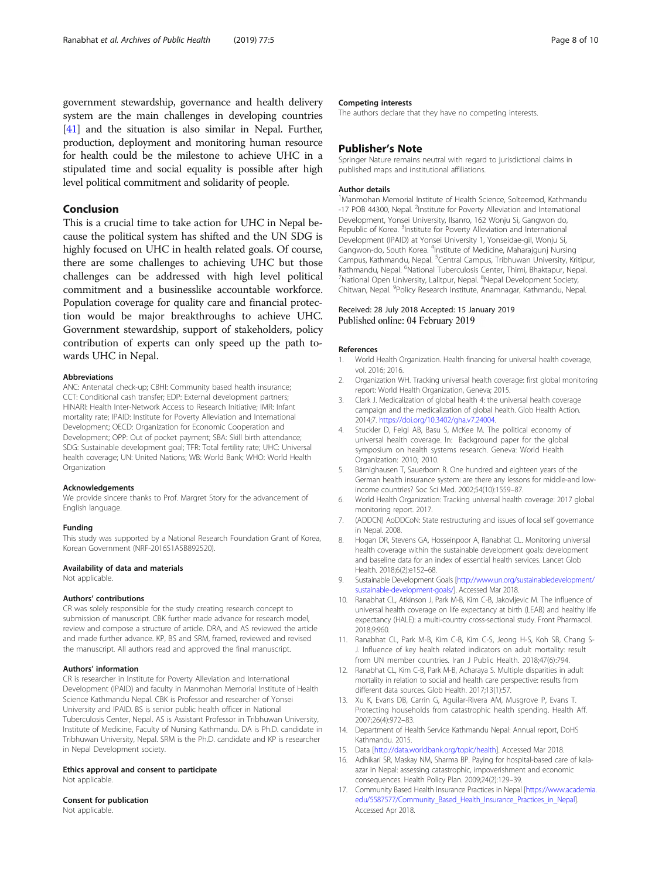government stewardship, governance and health delivery system are the main challenges in developing countries [41] and the situation is also similar in Nepal. Further, production, deployment and monitoring human resource for health could be the milestone to achieve UHC in a stipulated time and social equality is possible after high level political commitment and solidarity of people.

## Conclusion

This is a crucial time to take action for UHC in Nepal because the political system has shifted and the UN SDG is highly focused on UHC in health related goals. Of course, there are some challenges to achieving UHC but those challenges can be addressed with high level political commitment and a businesslike accountable workforce. Population coverage for quality care and financial protection would be major breakthroughs to achieve UHC. Government stewardship, support of stakeholders, policy contribution of experts can only speed up the path towards UHC in Nepal.

#### Abbreviations

ANC: Antenatal check-up; CBHI: Community based health insurance; CCT: Conditional cash transfer; EDP: External development partners; HINARI: Health Inter-Network Access to Research Initiative; IMR: Infant mortality rate; IPAID: Institute for Poverty Alleviation and International Development; OECD: Organization for Economic Cooperation and Development; OPP: Out of pocket payment; SBA: Skill birth attendance; SDG: Sustainable development goal; TFR: Total fertility rate; UHC: Universal health coverage; UN: United Nations; WB: World Bank; WHO: World Health Organization

#### Acknowledgements

We provide sincere thanks to Prof. Margret Story for the advancement of English language.

#### Funding

This study was supported by a National Research Foundation Grant of Korea, Korean Government (NRF-2016S1A5B892520).

#### Availability of data and materials

Not applicable.

#### Authors' contributions

CR was solely responsible for the study creating research concept to submission of manuscript. CBK further made advance for research model, review and compose a structure of article. DRA, and AS reviewed the article and made further advance. KP, BS and SRM, framed, reviewed and revised the manuscript. All authors read and approved the final manuscript.

#### Authors' information

CR is researcher in Institute for Poverty Alleviation and International Development (IPAID) and faculty in Manmohan Memorial Institute of Health Science Kathmandu Nepal. CBK is Professor and researcher of Yonsei University and IPAID. BS is senior public health officer in National Tuberculosis Center, Nepal. AS is Assistant Professor in Tribhuwan University, Institute of Medicine, Faculty of Nursing Kathmandu. DA is Ph.D. candidate in Tribhuwan University, Nepal. SRM is the Ph.D. candidate and KP is researcher in Nepal Development society.

#### Ethics approval and consent to participate

Not applicable.

#### Consent for publication

Not applicable.

#### Competing interests

The authors declare that they have no competing interests.

### Publisher's Note

Springer Nature remains neutral with regard to jurisdictional claims in published maps and institutional affiliations.

#### Author details

[1]Manmohan Memorial Institute of Health Science, Solteemod, Kathmandu -17 POB 44300, Nepal. [2]Institute for Poverty Alleviation and International Development, Yonsei University, Ilsanro, 162 Wonju Si, Gangwon do, Republic of Korea. [3]Institute for Poverty Alleviation and International Development (IPAID) at Yonsei University 1, Yonseidae-gil, Wonju Si, Gangwon-do, South Korea. [4]Institute of Medicine, Maharajgunj Nursing Campus, Kathmandu, Nepal. [5]Central Campus, Tribhuwan University, Kritipur, Kathmandu, Nepal. [6]National Tuberculosis Center, Thimi, Bhaktapur, Nepal. [7]National Open University, Lalitpur, Nepal. [8]Nepal Development Society, Chitwan, Nepal. [9]Policy Research Institute, Anamnagar, Kathmandu, Nepal.

Received: 28 July 2018 Accepted: 15 January 2019
Published online: 04 February 2019

#### References

1. World Health Organization. Health financing for universal health coverage, vol. 2016; 2016.
2. Organization WH. Tracking universal health coverage: first global monitoring report: World Health Organization, Geneva; 2015.
3. Clark J. Medicalization of global health 4: the universal health coverage campaign and the medicalization of global health. Glob Health Action. 2014;7. https://doi.org/10.3402/gha.v7.24004.
4. Stuckler D, Feigl AB, Basu S, McKee M. The political economy of universal health coverage. In: Background paper for the global symposium on health systems research. Geneva: World Health Organization: 2010; 2010.
5. Bärnighausen T, Sauerborn R. One hundred and eighteen years of the German health insurance system: are there any lessons for middle-and low-income countries? Soc Sci Med. 2002;54(10):1559–87.
6. World Health Organization: Tracking universal health coverage: 2017 global monitoring report. 2017.
7. (ADDCN) AoDDCoN: State restructuring and issues of local self governance in Nepal. 2008.
8. Hogan DR, Stevens GA, Hosseinpoor A, Ranabhat CL. Monitoring universal health coverage within the sustainable development goals: development and baseline data for an index of essential health services. Lancet Glob Health. 2018;6(2):e152–68.
9. Sustainable Development Goals [http://www.un.org/sustainabledevelopment/sustainable-development-goals/]. Accessed Mar 2018.
10. Ranabhat CL, Atkinson J, Park M-B, Kim C-B, Jakovljevic M. The influence of universal health coverage on life expectancy at birth (LEAB) and healthy life expectancy (HALE): a multi-country cross-sectional study. Front Pharmacol. 2018;9:960.
11. Ranabhat CL, Park M-B, Kim C-B, Kim C-S, Jeong H-S, Koh SB, Chang S-J. Influence of key health related indicators on adult mortality: result from UN member countries. Iran J Public Health. 2018;47(6):794.
12. Ranabhat CL, Kim C-B, Park M-B, Acharaya S. Multiple disparities in adult mortality in relation to social and health care perspective: results from different data sources. Glob Health. 2017;13(1):57.
13. Xu K, Evans DB, Carrin G, Aguilar-Rivera AM, Musgrove P, Evans T. Protecting households from catastrophic health spending. Health Aff. 2007;26(4):972–83.
14. Department of Health Service Kathmandu Nepal: Annual report, DoHS Kathmandu. 2015.
15. Data [http://data.worldbank.org/topic/health]. Accessed Mar 2018.
16. Adhikari SR, Maskay NM, Sharma BP. Paying for hospital-based care of kala-azar in Nepal: assessing catastrophic, impoverishment and economic consequences. Health Policy Plan. 2009;24(2):129–39.
17. Community Based Health Insurance Practices in Nepal [https://www.academia.edu/5587577/Community_Based_Health_Insurance_Practices_in_Nepal]. Accessed Apr 2018.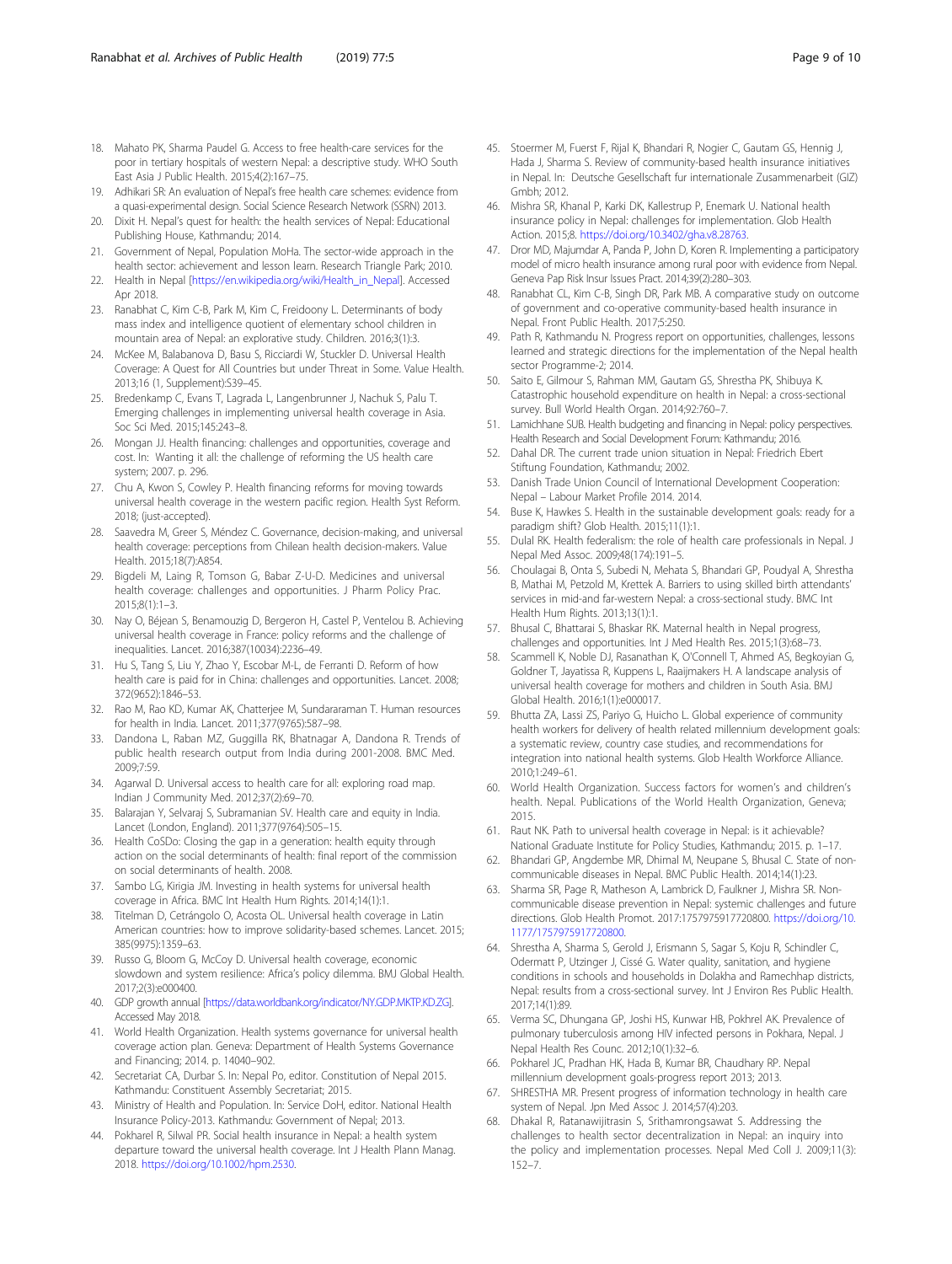18. Mahato PK, Sharma Paudel G. Access to free health-care services for the poor in tertiary hospitals of western Nepal: a descriptive study. WHO South East Asia J Public Health. 2015;4(2):167–75.
19. Adhikari SR: An evaluation of Nepal's free health care schemes: evidence from a quasi-experimental design. Social Science Research Network (SSRN) 2013.
20. Dixit H. Nepal's quest for health: the health services of Nepal: Educational Publishing House, Kathmandu; 2014.
21. Government of Nepal, Population MoHa. The sector-wide approach in the health sector: achievement and lesson learn. Research Triangle Park; 2010.
22. Health in Nepal [https://en.wikipedia.org/wiki/Health_in_Nepal]. Accessed Apr 2018.
23. Ranabhat C, Kim C-B, Park M, Kim C, Freidoony L. Determinants of body mass index and intelligence quotient of elementary school children in mountain area of Nepal: an explorative study. Children. 2016;3(1):3.
24. McKee M, Balabanova D, Basu S, Ricciardi W, Stuckler D. Universal Health Coverage: A Quest for All Countries but under Threat in Some. Value Health. 2013;16 (1, Supplement):S39–45.
25. Bredenkamp C, Evans T, Lagrada L, Langenbrunner J, Nachuk S, Palu T. Emerging challenges in implementing universal health coverage in Asia. Soc Sci Med. 2015;145:243–8.
26. Mongan JJ. Health financing: challenges and opportunities, coverage and cost. In: Wanting it all: the challenge of reforming the US health care system; 2007. p. 296.
27. Chu A, Kwon S, Cowley P. Health financing reforms for moving towards universal health coverage in the western pacific region. Health Syst Reform. 2018; (just-accepted).
28. Saavedra M, Greer S, Méndez C. Governance, decision-making, and universal health coverage: perceptions from Chilean health decision-makers. Value Health. 2015;18(7):A854.
29. Bigdeli M, Laing R, Tomson G, Babar Z-U-D. Medicines and universal health coverage: challenges and opportunities. J Pharm Policy Prac. 2015;8(1):1–3.
30. Nay O, Béjean S, Benamouzig D, Bergeron H, Castel P, Ventelou B. Achieving universal health coverage in France: policy reforms and the challenge of inequalities. Lancet. 2016;387(10034):2236–49.
31. Hu S, Tang S, Liu Y, Zhao Y, Escobar M-L, de Ferranti D. Reform of how health care is paid for in China: challenges and opportunities. Lancet. 2008; 372(9652):1846–53.
32. Rao M, Rao KD, Kumar AK, Chatterjee M, Sundararaman T. Human resources for health in India. Lancet. 2011;377(9765):587–98.
33. Dandona L, Raban MZ, Guggilla RK, Bhatnagar A, Dandona R. Trends of public health research output from India during 2001-2008. BMC Med. 2009;7:59.
34. Agarwal D. Universal access to health care for all: exploring road map. Indian J Community Med. 2012;37(2):69–70.
35. Balarajan Y, Selvaraj S, Subramanian SV. Health care and equity in India. Lancet (London, England). 2011;377(9764):505–15.
36. Health CoSDo: Closing the gap in a generation: health equity through action on the social determinants of health: final report of the commission on social determinants of health. 2008.
37. Sambo LG, Kirigia JM. Investing in health systems for universal health coverage in Africa. BMC Int Health Hum Rights. 2014;14(1):1.
38. Titelman D, Cetrángolo O, Acosta OL. Universal health coverage in Latin American countries: how to improve solidarity-based schemes. Lancet. 2015; 385(9975):1359–63.
39. Russo G, Bloom G, McCoy D. Universal health coverage, economic slowdown and system resilience: Africa's policy dilemma. BMJ Global Health. 2017;2(3):e000400.
40. GDP growth annual [https://data.worldbank.org/indicator/NY.GDP.MKTP.KD.ZG]. Accessed May 2018.
41. World Health Organization. Health systems governance for universal health coverage action plan. Geneva: Department of Health Systems Governance and Financing; 2014. p. 14040–902.
42. Secretariat CA, Durbar S. In: Nepal Po, editor. Constitution of Nepal 2015. Kathmandu: Constituent Assembly Secretariat; 2015.
43. Ministry of Health and Population. In: Service DoH, editor. National Health Insurance Policy-2013. Kathmandu: Government of Nepal; 2013.
44. Pokharel R, Silwal PR. Social health insurance in Nepal: a health system departure toward the universal health coverage. Int J Health Plann Manag. 2018. https://doi.org/10.1002/hpm.2530.
45. Stoermer M, Fuerst F, Rijal K, Bhandari R, Nogier C, Gautam GS, Hennig J, Hada J, Sharma S. Review of community-based health insurance initiatives in Nepal. In: Deutsche Gesellschaft fur internationale Zusammenarbeit (GIZ) Gmbh; 2012.
46. Mishra SR, Khanal P, Karki DK, Kallestrup P, Enemark U. National health insurance policy in Nepal: challenges for implementation. Glob Health Action. 2015;8. https://doi.org/10.3402/gha.v8.28763.
47. Dror MD, Majumdar A, Panda P, John D, Koren R. Implementing a participatory model of micro health insurance among rural poor with evidence from Nepal. Geneva Pap Risk Insur Issues Pract. 2014;39(2):280–303.
48. Ranabhat CL, Kim C-B, Singh DR, Park MB. A comparative study on outcome of government and co-operative community-based health insurance in Nepal. Front Public Health. 2017;5:250.
49. Path R, Kathmandu N. Progress report on opportunities, challenges, lessons learned and strategic directions for the implementation of the Nepal health sector Programme-2; 2014.
50. Saito E, Gilmour S, Rahman MM, Gautam GS, Shrestha PK, Shibuya K. Catastrophic household expenditure on health in Nepal: a cross-sectional survey. Bull World Health Organ. 2014;92:760–7.
51. Lamichhane SUB. Health budgeting and financing in Nepal: policy perspectives. Health Research and Social Development Forum: Kathmandu; 2016.
52. Dahal DR. The current trade union situation in Nepal: Friedrich Ebert Stiftung Foundation, Kathmandu; 2002.
53. Danish Trade Union Council of International Development Cooperation: Nepal – Labour Market Profile 2014. 2014.
54. Buse K, Hawkes S. Health in the sustainable development goals: ready for a paradigm shift? Glob Health. 2015;11(1):1.
55. Dulal RK. Health federalism: the role of health care professionals in Nepal. J Nepal Med Assoc. 2009;48(174):191–5.
56. Choulagai B, Onta S, Subedi N, Mehata S, Bhandari GP, Poudyal A, Shrestha B, Mathai M, Petzold M, Krettek A. Barriers to using skilled birth attendants' services in mid-and far-western Nepal: a cross-sectional study. BMC Int Health Hum Rights. 2013;13(1):1.
57. Bhusal C, Bhattarai S, Bhaskar RK. Maternal health in Nepal progress, challenges and opportunities. Int J Med Health Res. 2015;1(3):68–73.
58. Scammell K, Noble DJ, Rasanathan K, O'Connell T, Ahmed AS, Begkoyian G, Goldner T, Jayatissa R, Kuppens L, Raaijmakers H. A landscape analysis of universal health coverage for mothers and children in South Asia. BMJ Global Health. 2016;1(1):e000017.
59. Bhutta ZA, Lassi ZS, Pariyo G, Huicho L. Global experience of community health workers for delivery of health related millennium development goals: a systematic review, country case studies, and recommendations for integration into national health systems. Glob Health Workforce Alliance. 2010;1:249–61.
60. World Health Organization. Success factors for women's and children's health. Nepal. Publications of the World Health Organization, Geneva; 2015.
61. Raut NK. Path to universal health coverage in Nepal: is it achievable? National Graduate Institute for Policy Studies, Kathmandu; 2015. p. 1–17.
62. Bhandari GP, Angdembe MR, Dhimal M, Neupane S, Bhusal C. State of non-communicable diseases in Nepal. BMC Public Health. 2014;14(1):23.
63. Sharma SR, Page R, Matheson A, Lambrick D, Faulkner J, Mishra SR. Non-communicable disease prevention in Nepal: systemic challenges and future directions. Glob Health Promot. 2017:1757975917720800. https://doi.org/10.1177/1757975917720800.
64. Shrestha A, Sharma S, Gerold J, Erismann S, Sagar S, Koju R, Schindler C, Odermatt P, Utzinger J, Cissé G. Water quality, sanitation, and hygiene conditions in schools and households in Dolakha and Ramechhap districts, Nepal: results from a cross-sectional survey. Int J Environ Res Public Health. 2017;14(1):89.
65. Verma SC, Dhungana GP, Joshi HS, Kunwar HB, Pokhrel AK. Prevalence of pulmonary tuberculosis among HIV infected persons in Pokhara, Nepal. J Nepal Health Res Counc. 2012;10(1):32–6.
66. Pokharel JC, Pradhan HK, Hada B, Kumar BR, Chaudhary RP. Nepal millennium development goals-progress report 2013; 2013.
67. SHRESTHA MR. Present progress of information technology in health care system of Nepal. Jpn Med Assoc J. 2014;57(4):203.
68. Dhakal R, Ratanawijitrasin S, Srithamrongsawat S. Addressing the challenges to health sector decentralization in Nepal: an inquiry into the policy and implementation processes. Nepal Med Coll J. 2009;11(3): 152–7.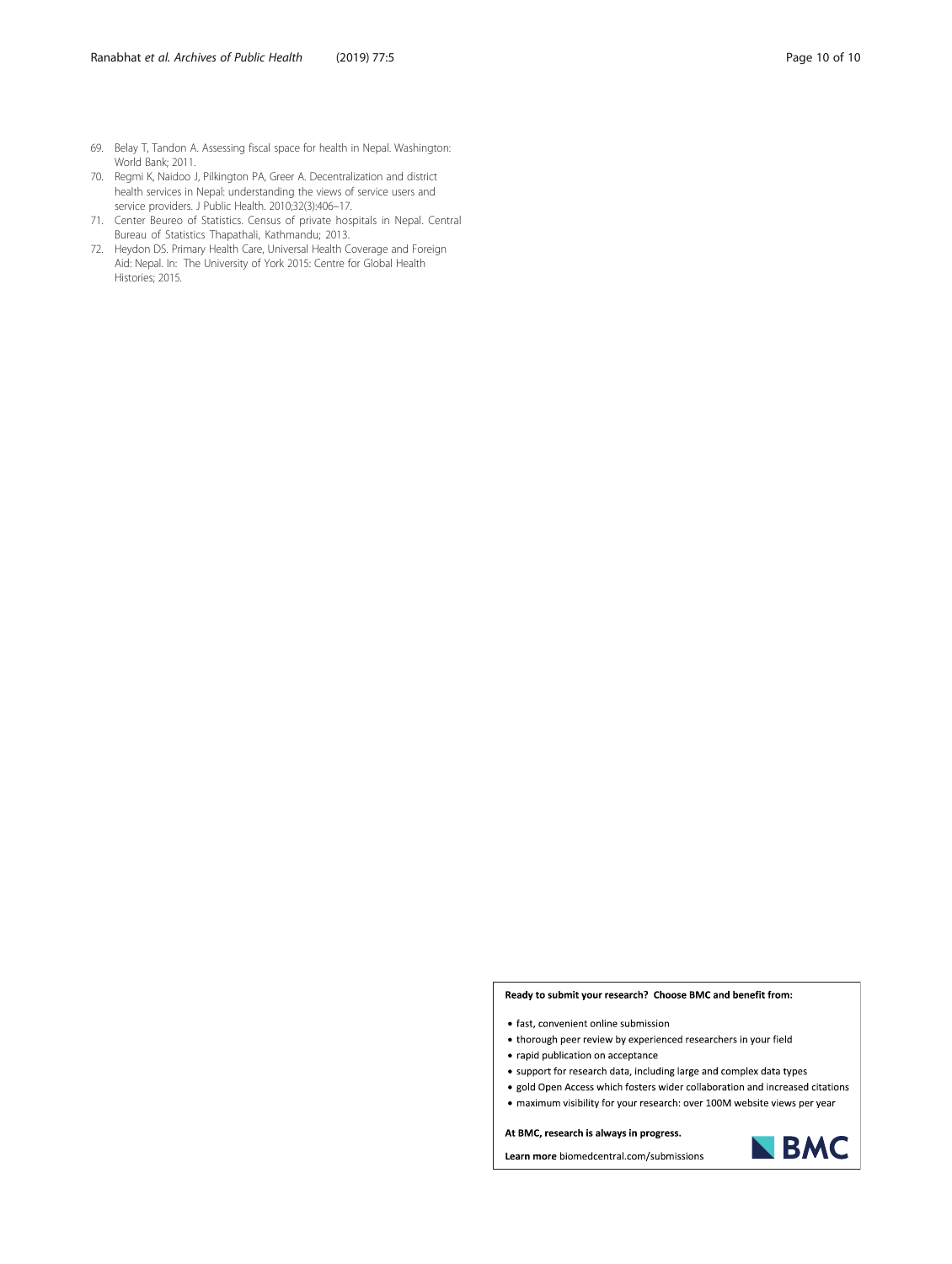69. Belay T, Tandon A. Assessing fiscal space for health in Nepal. Washington: World Bank; 2011.
70. Regmi K, Naidoo J, Pilkington PA, Greer A. Decentralization and district health services in Nepal: understanding the views of service users and service providers. J Public Health. 2010;32(3):406–17.
71. Center Beureo of Statistics. Census of private hospitals in Nepal. Central Bureau of Statistics Thapathali, Kathmandu; 2013.
72. Heydon DS. Primary Health Care, Universal Health Coverage and Foreign Aid: Nepal. In: The University of York 2015: Centre for Global Health Histories; 2015.

**Ready to submit your research? Choose BMC and benefit from:**

- fast, convenient online submission
- thorough peer review by experienced researchers in your field
- rapid publication on acceptance
- support for research data, including large and complex data types
- gold Open Access which fosters wider collaboration and increased citations
- maximum visibility for your research: over 100M website views per year

**At BMC, research is always in progress.**

**Learn more** biomedcentral.com/submissions

BMC